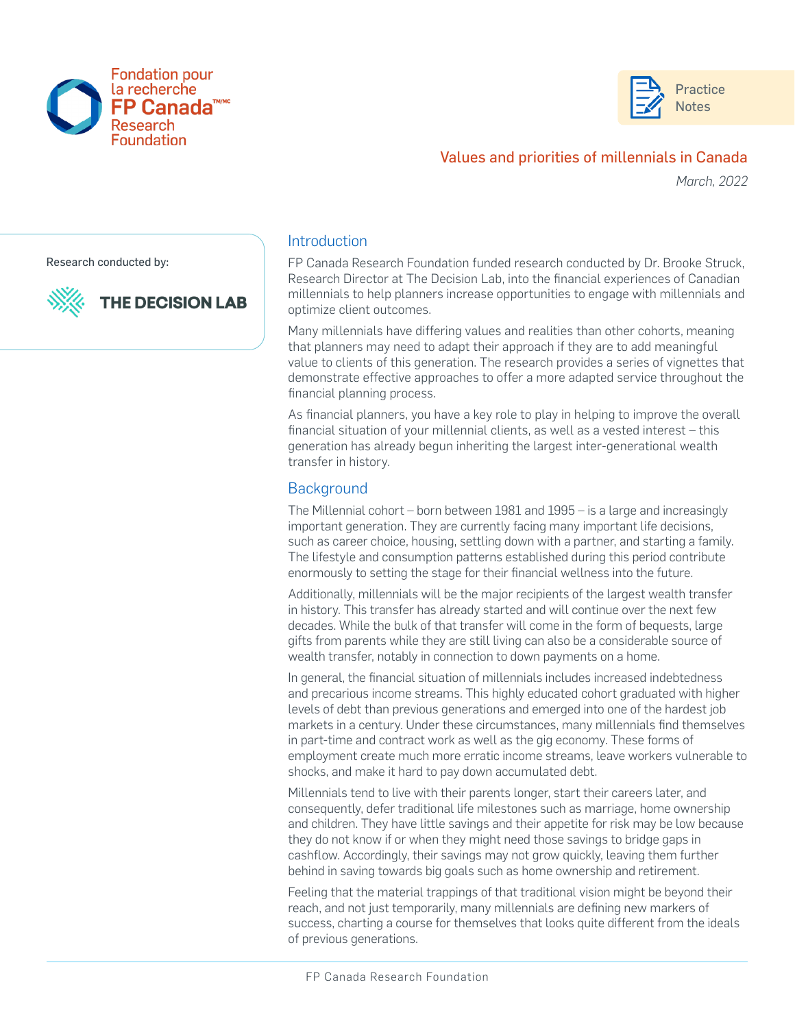Fondation pour la recherche FP Canada™/MC Research Foundation

Practice Notes

# Values and priorities of millennials in Canada

*March, 2022*

Research conducted by:

THE DECISION LAB

## Introduction

FP Canada Research Foundation funded research conducted by Dr. Brooke Struck, Research Director at The Decision Lab, into the financial experiences of Canadian millennials to help planners increase opportunities to engage with millennials and optimize client outcomes.

Many millennials have differing values and realities than other cohorts, meaning that planners may need to adapt their approach if they are to add meaningful value to clients of this generation. The research provides a series of vignettes that demonstrate effective approaches to offer a more adapted service throughout the financial planning process.

As financial planners, you have a key role to play in helping to improve the overall financial situation of your millennial clients, as well as a vested interest – this generation has already begun inheriting the largest inter-generational wealth transfer in history.

## Background

The Millennial cohort – born between 1981 and 1995 – is a large and increasingly important generation. They are currently facing many important life decisions, such as career choice, housing, settling down with a partner, and starting a family. The lifestyle and consumption patterns established during this period contribute enormously to setting the stage for their financial wellness into the future.

Additionally, millennials will be the major recipients of the largest wealth transfer in history. This transfer has already started and will continue over the next few decades. While the bulk of that transfer will come in the form of bequests, large gifts from parents while they are still living can also be a considerable source of wealth transfer, notably in connection to down payments on a home.

In general, the financial situation of millennials includes increased indebtedness and precarious income streams. This highly educated cohort graduated with higher levels of debt than previous generations and emerged into one of the hardest job markets in a century. Under these circumstances, many millennials find themselves in part-time and contract work as well as the gig economy. These forms of employment create much more erratic income streams, leave workers vulnerable to shocks, and make it hard to pay down accumulated debt.

Millennials tend to live with their parents longer, start their careers later, and consequently, defer traditional life milestones such as marriage, home ownership and children. They have little savings and their appetite for risk may be low because they do not know if or when they might need those savings to bridge gaps in cashflow. Accordingly, their savings may not grow quickly, leaving them further behind in saving towards big goals such as home ownership and retirement.

Feeling that the material trappings of that traditional vision might be beyond their reach, and not just temporarily, many millennials are defining new markers of success, charting a course for themselves that looks quite different from the ideals of previous generations.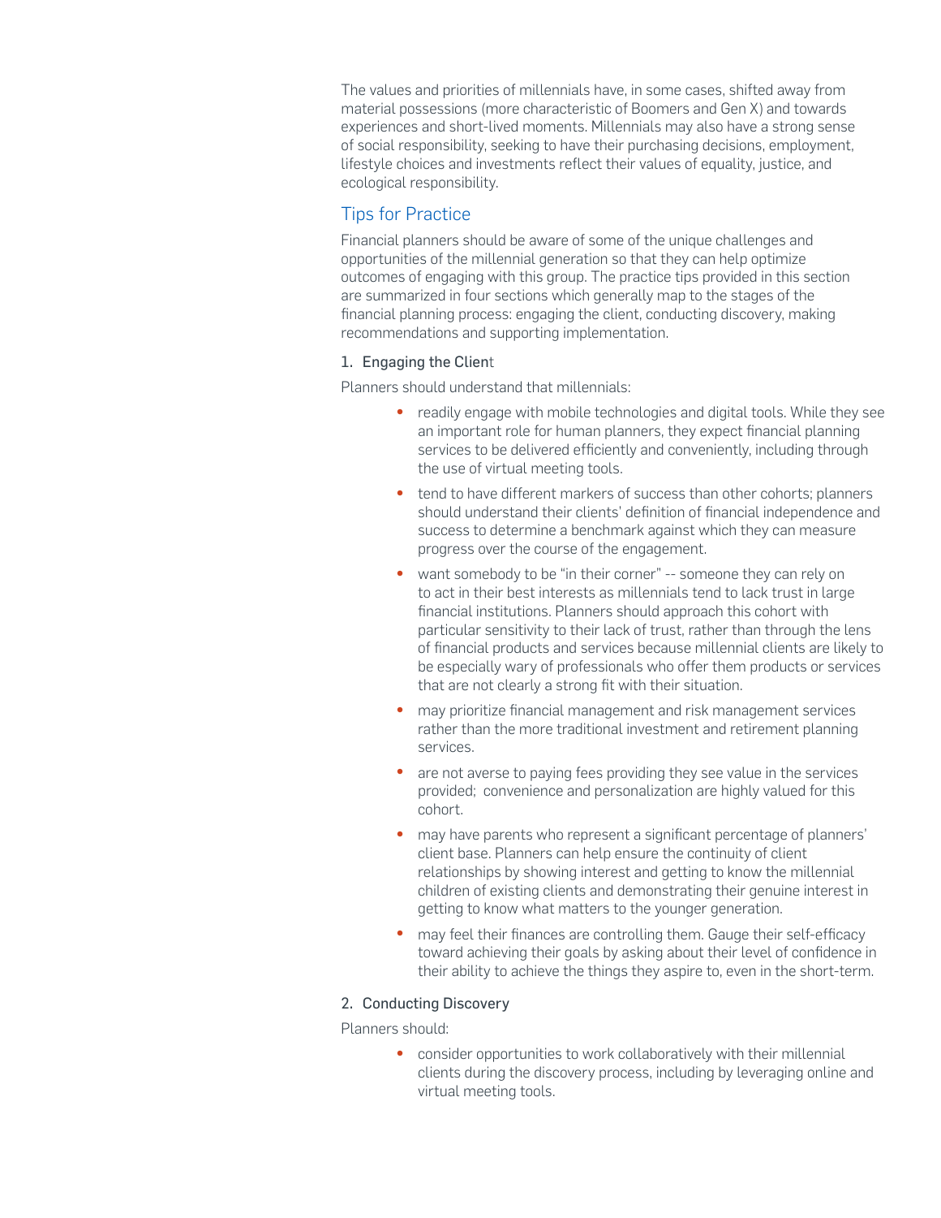The values and priorities of millennials have, in some cases, shifted away from material possessions (more characteristic of Boomers and Gen X) and towards experiences and short-lived moments. Millennials may also have a strong sense of social responsibility, seeking to have their purchasing decisions, employment, lifestyle choices and investments reflect their values of equality, justice, and ecological responsibility.

## Tips for Practice

Financial planners should be aware of some of the unique challenges and opportunities of the millennial generation so that they can help optimize outcomes of engaging with this group. The practice tips provided in this section are summarized in four sections which generally map to the stages of the financial planning process: engaging the client, conducting discovery, making recommendations and supporting implementation.

### 1. Engaging the Client

Planners should understand that millennials:

- readily engage with mobile technologies and digital tools. While they see an important role for human planners, they expect financial planning services to be delivered efficiently and conveniently, including through the use of virtual meeting tools.
- tend to have different markers of success than other cohorts; planners should understand their clients' definition of financial independence and success to determine a benchmark against which they can measure progress over the course of the engagement.
- want somebody to be "in their corner" -- someone they can rely on to act in their best interests as millennials tend to lack trust in large financial institutions. Planners should approach this cohort with particular sensitivity to their lack of trust, rather than through the lens of financial products and services because millennial clients are likely to be especially wary of professionals who offer them products or services that are not clearly a strong fit with their situation.
- may prioritize financial management and risk management services rather than the more traditional investment and retirement planning services.
- are not averse to paying fees providing they see value in the services provided; convenience and personalization are highly valued for this cohort.
- may have parents who represent a significant percentage of planners' client base. Planners can help ensure the continuity of client relationships by showing interest and getting to know the millennial children of existing clients and demonstrating their genuine interest in getting to know what matters to the younger generation.
- may feel their finances are controlling them. Gauge their self-efficacy toward achieving their goals by asking about their level of confidence in their ability to achieve the things they aspire to, even in the short-term.

### 2. Conducting Discovery

Planners should:

- consider opportunities to work collaboratively with their millennial clients during the discovery process, including by leveraging online and virtual meeting tools.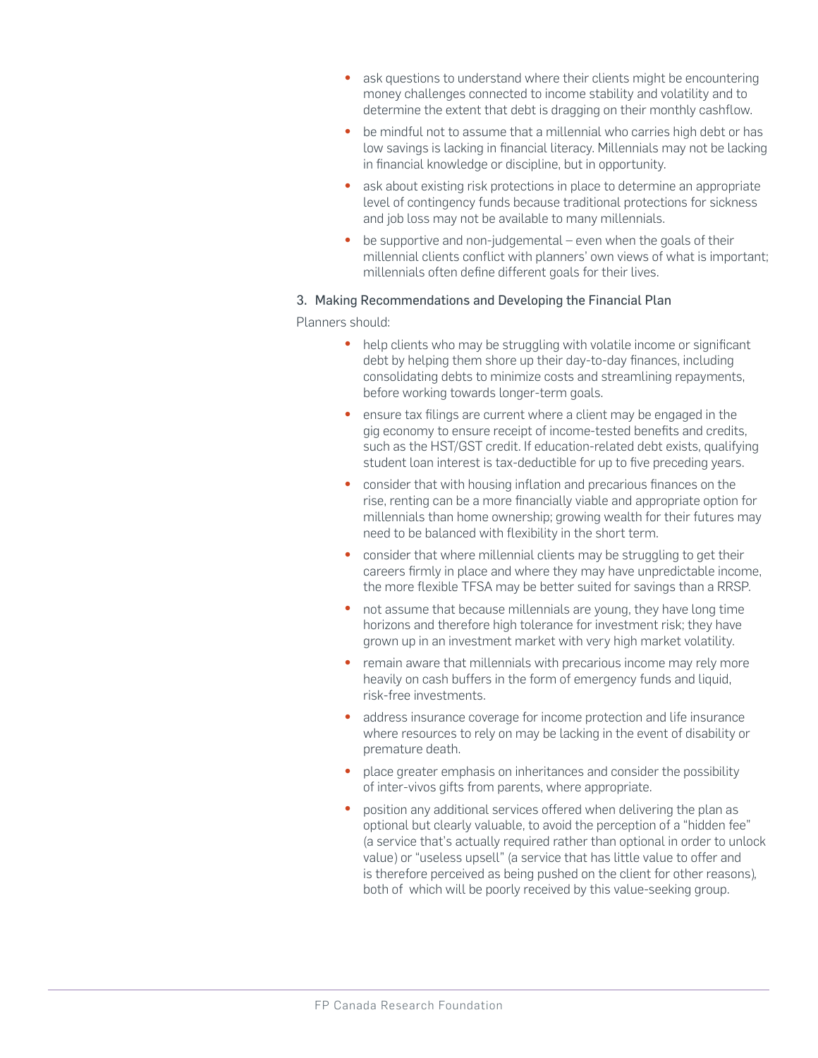- ask questions to understand where their clients might be encountering money challenges connected to income stability and volatility and to determine the extent that debt is dragging on their monthly cashflow.
- be mindful not to assume that a millennial who carries high debt or has low savings is lacking in financial literacy. Millennials may not be lacking in financial knowledge or discipline, but in opportunity.
- ask about existing risk protections in place to determine an appropriate level of contingency funds because traditional protections for sickness and job loss may not be available to many millennials.
- be supportive and non-judgemental – even when the goals of their millennial clients conflict with planners' own views of what is important; millennials often define different goals for their lives.

3. Making Recommendations and Developing the Financial Plan

Planners should:

- help clients who may be struggling with volatile income or significant debt by helping them shore up their day-to-day finances, including consolidating debts to minimize costs and streamlining repayments, before working towards longer-term goals.
- ensure tax filings are current where a client may be engaged in the gig economy to ensure receipt of income-tested benefits and credits, such as the HST/GST credit. If education-related debt exists, qualifying student loan interest is tax-deductible for up to five preceding years.
- consider that with housing inflation and precarious finances on the rise, renting can be a more financially viable and appropriate option for millennials than home ownership; growing wealth for their futures may need to be balanced with flexibility in the short term.
- consider that where millennial clients may be struggling to get their careers firmly in place and where they may have unpredictable income, the more flexible TFSA may be better suited for savings than a RRSP.
- not assume that because millennials are young, they have long time horizons and therefore high tolerance for investment risk; they have grown up in an investment market with very high market volatility.
- remain aware that millennials with precarious income may rely more heavily on cash buffers in the form of emergency funds and liquid, risk-free investments.
- address insurance coverage for income protection and life insurance where resources to rely on may be lacking in the event of disability or premature death.
- place greater emphasis on inheritances and consider the possibility of inter-vivos gifts from parents, where appropriate.
- position any additional services offered when delivering the plan as optional but clearly valuable, to avoid the perception of a "hidden fee" (a service that's actually required rather than optional in order to unlock value) or "useless upsell" (a service that has little value to offer and is therefore perceived as being pushed on the client for other reasons), both of which will be poorly received by this value-seeking group.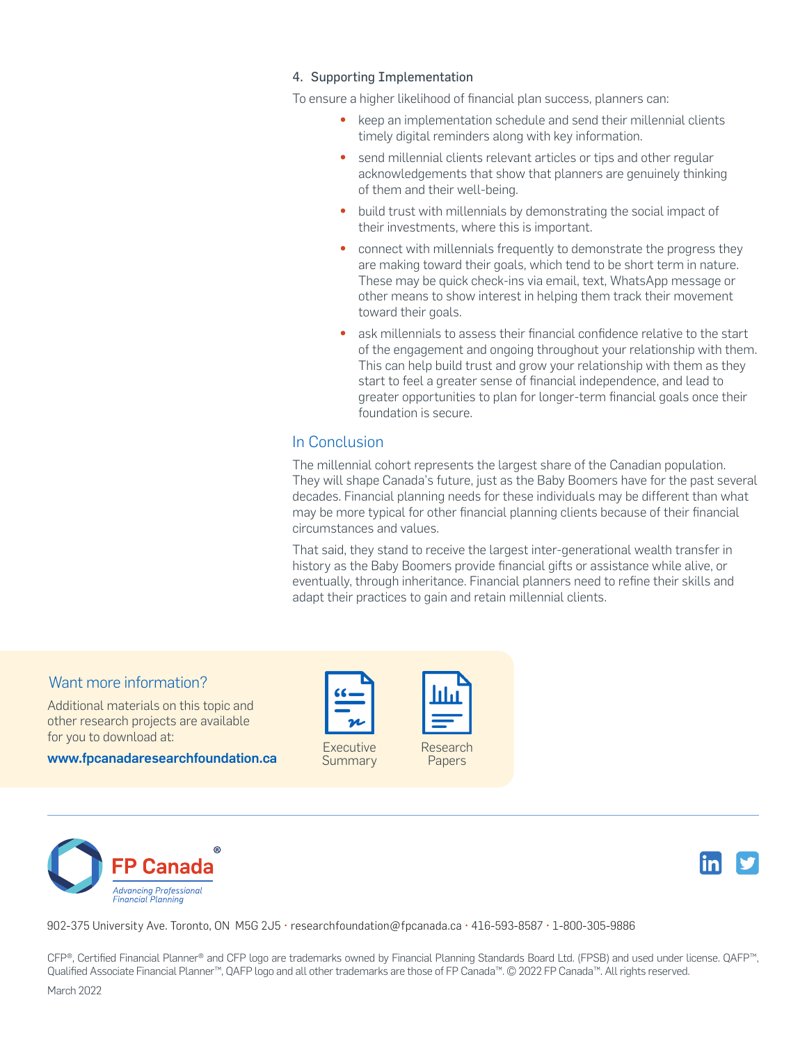### 4. Supporting Implementation

To ensure a higher likelihood of financial plan success, planners can:

- keep an implementation schedule and send their millennial clients timely digital reminders along with key information.
- send millennial clients relevant articles or tips and other regular acknowledgements that show that planners are genuinely thinking of them and their well-being.
- build trust with millennials by demonstrating the social impact of their investments, where this is important.
- connect with millennials frequently to demonstrate the progress they are making toward their goals, which tend to be short term in nature. These may be quick check-ins via email, text, WhatsApp message or other means to show interest in helping them track their movement toward their goals.
- ask millennials to assess their financial confidence relative to the start of the engagement and ongoing throughout your relationship with them. This can help build trust and grow your relationship with them as they start to feel a greater sense of financial independence, and lead to greater opportunities to plan for longer-term financial goals once their foundation is secure.

## In Conclusion

The millennial cohort represents the largest share of the Canadian population. They will shape Canada's future, just as the Baby Boomers have for the past several decades. Financial planning needs for these individuals may be different than what may be more typical for other financial planning clients because of their financial circumstances and values.

That said, they stand to receive the largest inter-generational wealth transfer in history as the Baby Boomers provide financial gifts or assistance while alive, or eventually, through inheritance. Financial planners need to refine their skills and adapt their practices to gain and retain millennial clients.

## Want more information?

Additional materials on this topic and other research projects are available for you to download at:

**www.fpcanadaresearchfoundation.ca**

Executive Summary

Research Papers

FP Canada®

*Advancing Professional Financial Planning*

902-375 University Ave. Toronto, ON M5G 2J5 · researchfoundation@fpcanada.ca · 416-593-8587 · 1-800-305-9886

CFP®, Certified Financial Planner® and CFP logo are trademarks owned by Financial Planning Standards Board Ltd. (FPSB) and used under license. QAFP™, Qualified Associate Financial Planner™, QAFP logo and all other trademarks are those of FP Canada™. © 2022 FP Canada™. All rights reserved.

March 2022